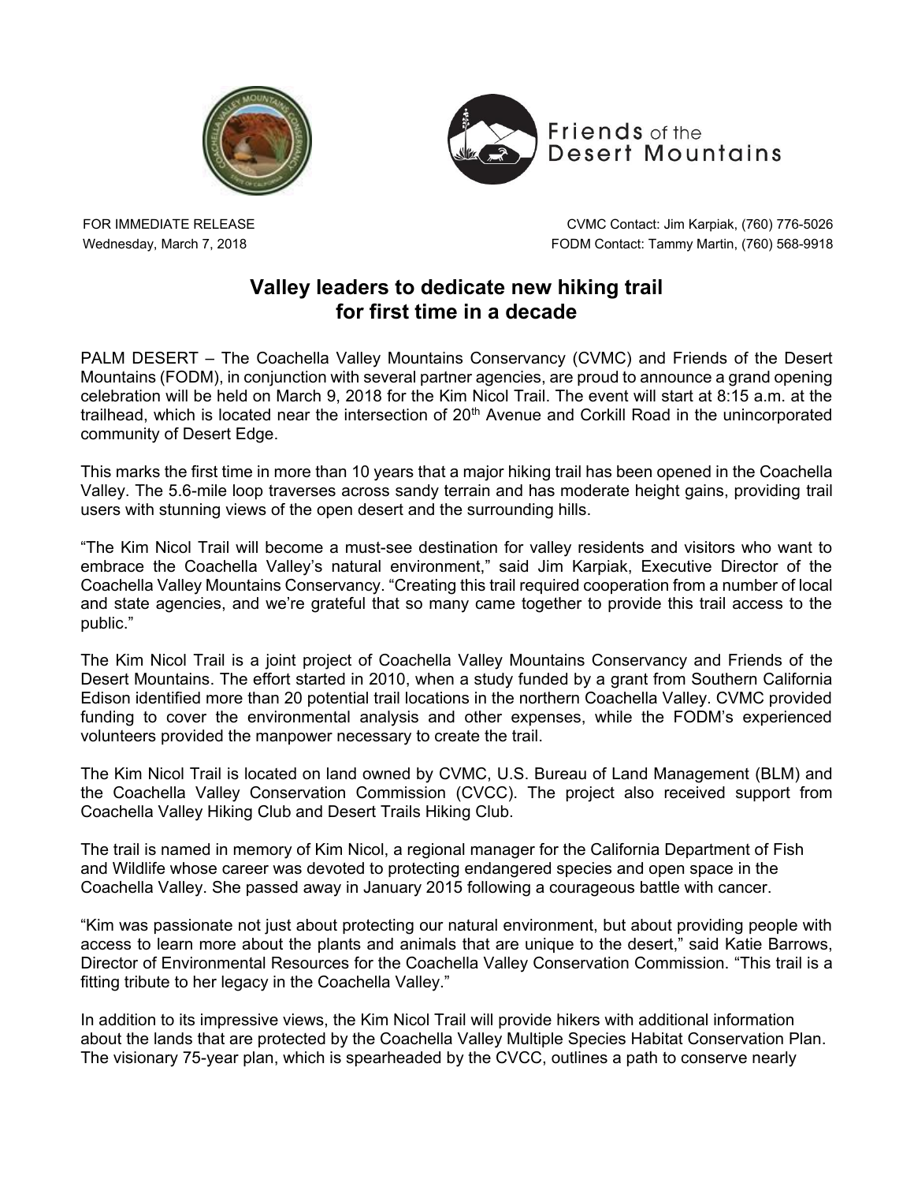Friends of the Desert Mountains

FOR IMMEDIATE RELEASE
Wednesday, March 7, 2018

CVMC Contact: Jim Karpiak, (760) 776-5026
FODM Contact: Tammy Martin, (760) 568-9918

# Valley leaders to dedicate new hiking trail for first time in a decade

PALM DESERT – The Coachella Valley Mountains Conservancy (CVMC) and Friends of the Desert Mountains (FODM), in conjunction with several partner agencies, are proud to announce a grand opening celebration will be held on March 9, 2018 for the Kim Nicol Trail. The event will start at 8:15 a.m. at the trailhead, which is located near the intersection of 20th Avenue and Corkill Road in the unincorporated community of Desert Edge.

This marks the first time in more than 10 years that a major hiking trail has been opened in the Coachella Valley. The 5.6-mile loop traverses across sandy terrain and has moderate height gains, providing trail users with stunning views of the open desert and the surrounding hills.

"The Kim Nicol Trail will become a must-see destination for valley residents and visitors who want to embrace the Coachella Valley's natural environment," said Jim Karpiak, Executive Director of the Coachella Valley Mountains Conservancy. "Creating this trail required cooperation from a number of local and state agencies, and we're grateful that so many came together to provide this trail access to the public."

The Kim Nicol Trail is a joint project of Coachella Valley Mountains Conservancy and Friends of the Desert Mountains. The effort started in 2010, when a study funded by a grant from Southern California Edison identified more than 20 potential trail locations in the northern Coachella Valley. CVMC provided funding to cover the environmental analysis and other expenses, while the FODM's experienced volunteers provided the manpower necessary to create the trail.

The Kim Nicol Trail is located on land owned by CVMC, U.S. Bureau of Land Management (BLM) and the Coachella Valley Conservation Commission (CVCC). The project also received support from Coachella Valley Hiking Club and Desert Trails Hiking Club.

The trail is named in memory of Kim Nicol, a regional manager for the California Department of Fish and Wildlife whose career was devoted to protecting endangered species and open space in the Coachella Valley. She passed away in January 2015 following a courageous battle with cancer.

"Kim was passionate not just about protecting our natural environment, but about providing people with access to learn more about the plants and animals that are unique to the desert," said Katie Barrows, Director of Environmental Resources for the Coachella Valley Conservation Commission. "This trail is a fitting tribute to her legacy in the Coachella Valley."

In addition to its impressive views, the Kim Nicol Trail will provide hikers with additional information about the lands that are protected by the Coachella Valley Multiple Species Habitat Conservation Plan. The visionary 75-year plan, which is spearheaded by the CVCC, outlines a path to conserve nearly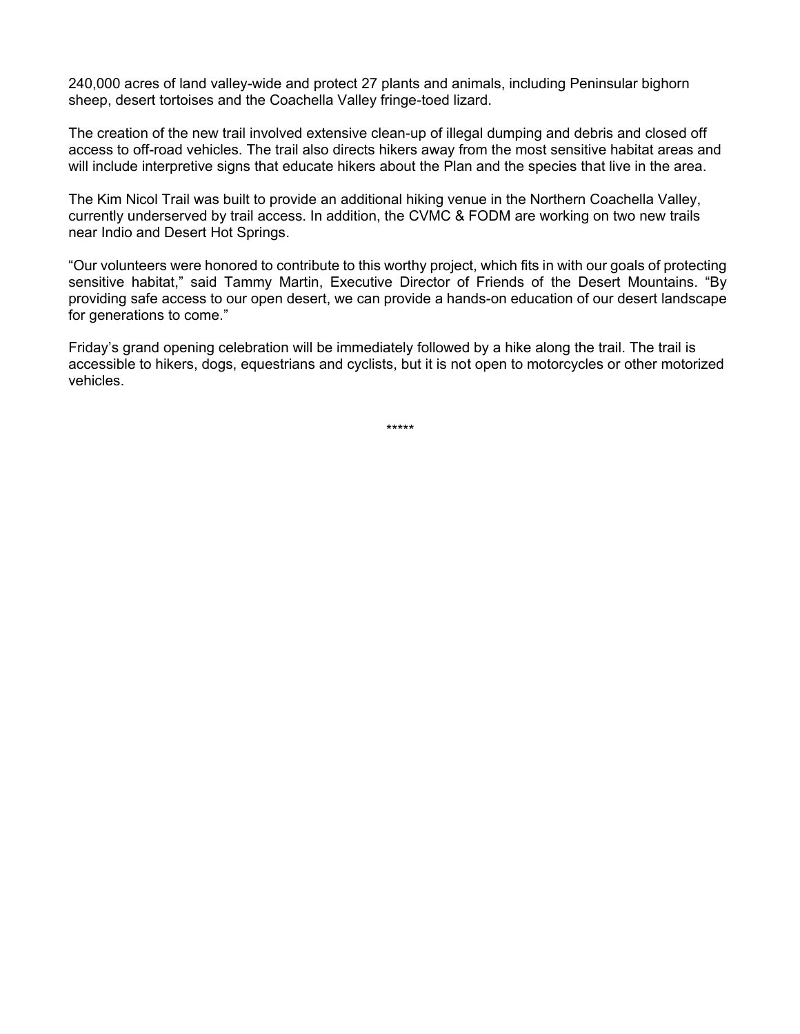240,000 acres of land valley-wide and protect 27 plants and animals, including Peninsular bighorn sheep, desert tortoises and the Coachella Valley fringe-toed lizard.

The creation of the new trail involved extensive clean-up of illegal dumping and debris and closed off access to off-road vehicles. The trail also directs hikers away from the most sensitive habitat areas and will include interpretive signs that educate hikers about the Plan and the species that live in the area.

The Kim Nicol Trail was built to provide an additional hiking venue in the Northern Coachella Valley, currently underserved by trail access. In addition, the CVMC & FODM are working on two new trails near Indio and Desert Hot Springs.

“Our volunteers were honored to contribute to this worthy project, which fits in with our goals of protecting sensitive habitat,” said Tammy Martin, Executive Director of Friends of the Desert Mountains. “By providing safe access to our open desert, we can provide a hands-on education of our desert landscape for generations to come.”

Friday’s grand opening celebration will be immediately followed by a hike along the trail. The trail is accessible to hikers, dogs, equestrians and cyclists, but it is not open to motorcycles or other motorized vehicles.

*****